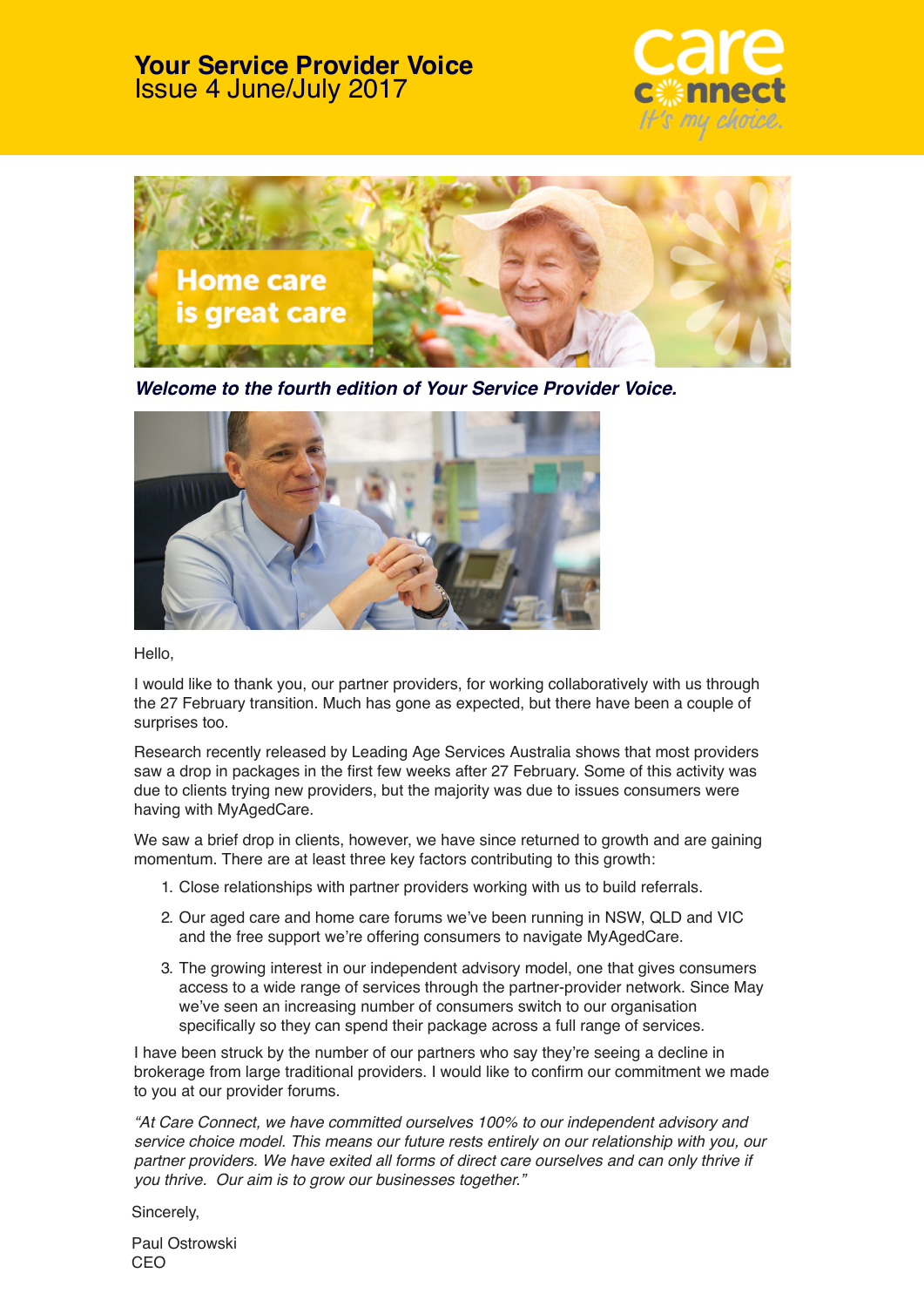# Your Service Provider Voice
Issue 4 June/July 2017

***Welcome to the fourth edition of Your Service Provider Voice.***

Hello,

I would like to thank you, our partner providers, for working collaboratively with us through the 27 February transition. Much has gone as expected, but there have been a couple of surprises too.

Research recently released by Leading Age Services Australia shows that most providers saw a drop in packages in the first few weeks after 27 February. Some of this activity was due to clients trying new providers, but the majority was due to issues consumers were having with MyAgedCare.

We saw a brief drop in clients, however, we have since returned to growth and are gaining momentum. There are at least three key factors contributing to this growth:

1. Close relationships with partner providers working with us to build referrals.
2. Our aged care and home care forums we've been running in NSW, QLD and VIC and the free support we're offering consumers to navigate MyAgedCare.
3. The growing interest in our independent advisory model, one that gives consumers access to a wide range of services through the partner-provider network. Since May we've seen an increasing number of consumers switch to our organisation specifically so they can spend their package across a full range of services.

I have been struck by the number of our partners who say they're seeing a decline in brokerage from large traditional providers. I would like to confirm our commitment we made to you at our provider forums.

*"At Care Connect, we have committed ourselves 100% to our independent advisory and service choice model. This means our future rests entirely on our relationship with you, our partner providers. We have exited all forms of direct care ourselves and can only thrive if you thrive. Our aim is to grow our businesses together."*

Sincerely,

Paul Ostrowski
CEO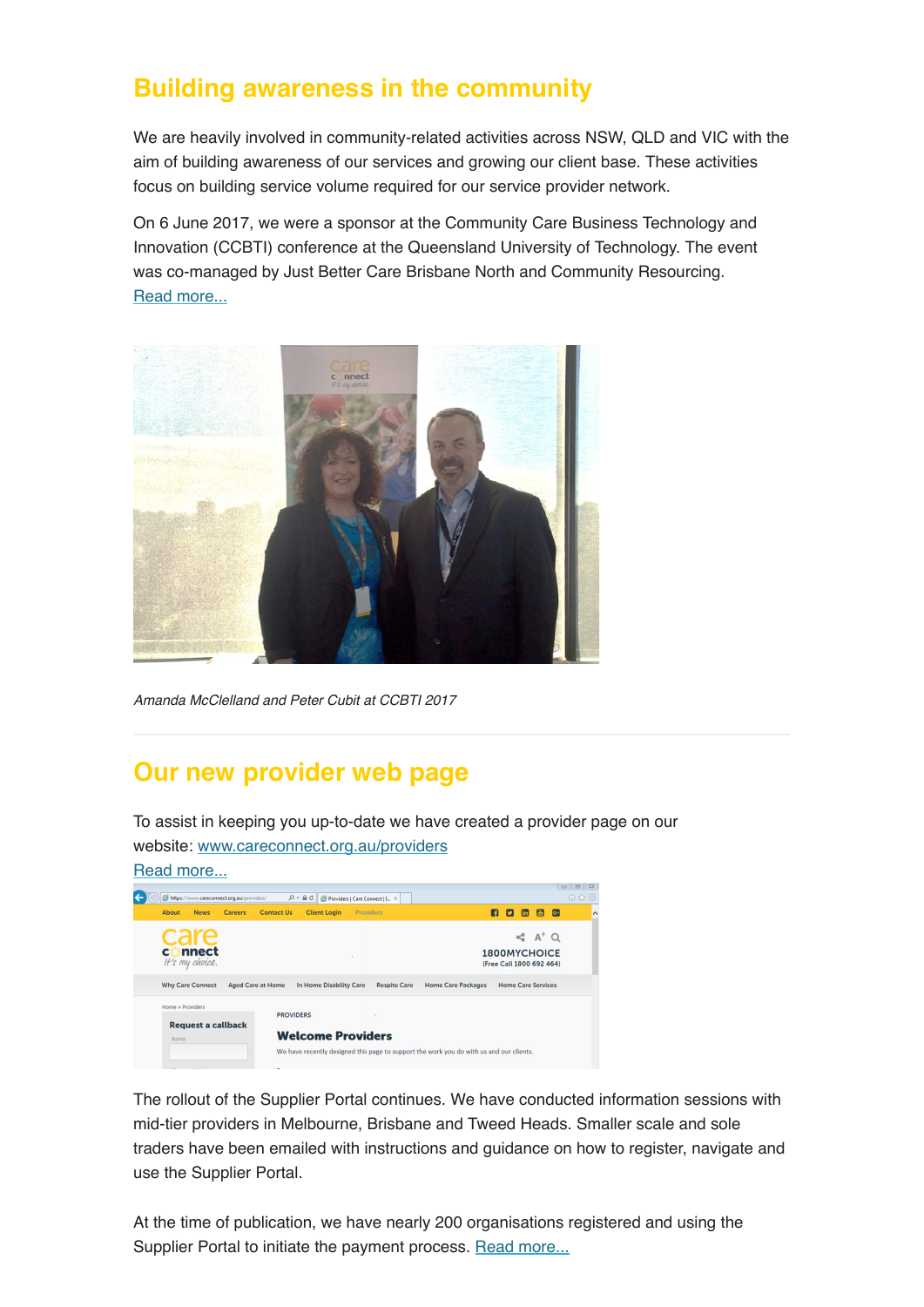## Building awareness in the community

We are heavily involved in community-related activities across NSW, QLD and VIC with the aim of building awareness of our services and growing our client base. These activities focus on building service volume required for our service provider network.

On 6 June 2017, we were a sponsor at the Community Care Business Technology and Innovation (CCBTI) conference at the Queensland University of Technology. The event was co-managed by Just Better Care Brisbane North and Community Resourcing.
Read more...

*Amanda McClelland and Peter Cubit at CCBTI 2017*

---

## Our new provider web page

To assist in keeping you up-to-date we have created a provider page on our website: www.careconnect.org.au/providers
Read more...

The rollout of the Supplier Portal continues. We have conducted information sessions with mid-tier providers in Melbourne, Brisbane and Tweed Heads. Smaller scale and sole traders have been emailed with instructions and guidance on how to register, navigate and use the Supplier Portal.

At the time of publication, we have nearly 200 organisations registered and using the Supplier Portal to initiate the payment process. Read more...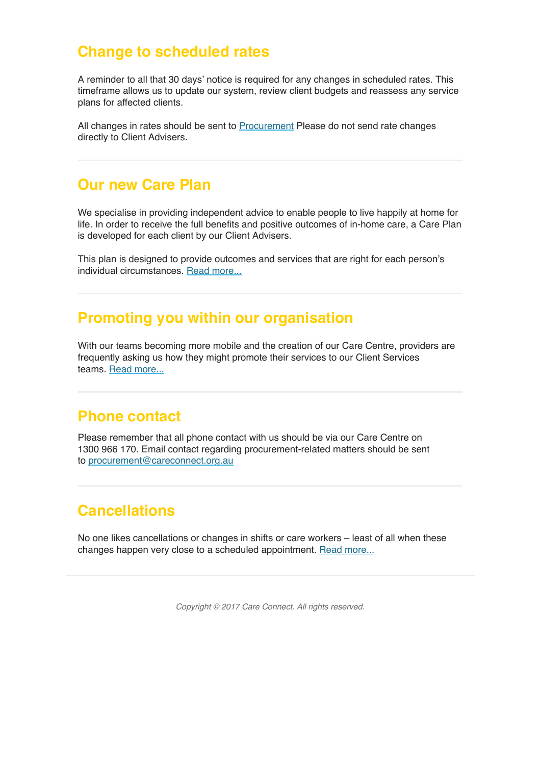## Change to scheduled rates

A reminder to all that 30 days' notice is required for any changes in scheduled rates. This timeframe allows us to update our system, review client budgets and reassess any service plans for affected clients.

All changes in rates should be sent to Procurement Please do not send rate changes directly to Client Advisers.

---

## Our new Care Plan

We specialise in providing independent advice to enable people to live happily at home for life. In order to receive the full benefits and positive outcomes of in-home care, a Care Plan is developed for each client by our Client Advisers.

This plan is designed to provide outcomes and services that are right for each person's individual circumstances. Read more...

---

## Promoting you within our organisation

With our teams becoming more mobile and the creation of our Care Centre, providers are frequently asking us how they might promote their services to our Client Services teams. Read more...

---

## Phone contact

Please remember that all phone contact with us should be via our Care Centre on 1300 966 170. Email contact regarding procurement-related matters should be sent to procurement@careconnect.org.au

---

## Cancellations

No one likes cancellations or changes in shifts or care workers – least of all when these changes happen very close to a scheduled appointment. Read more...

---

*Copyright © 2017 Care Connect. All rights reserved.*